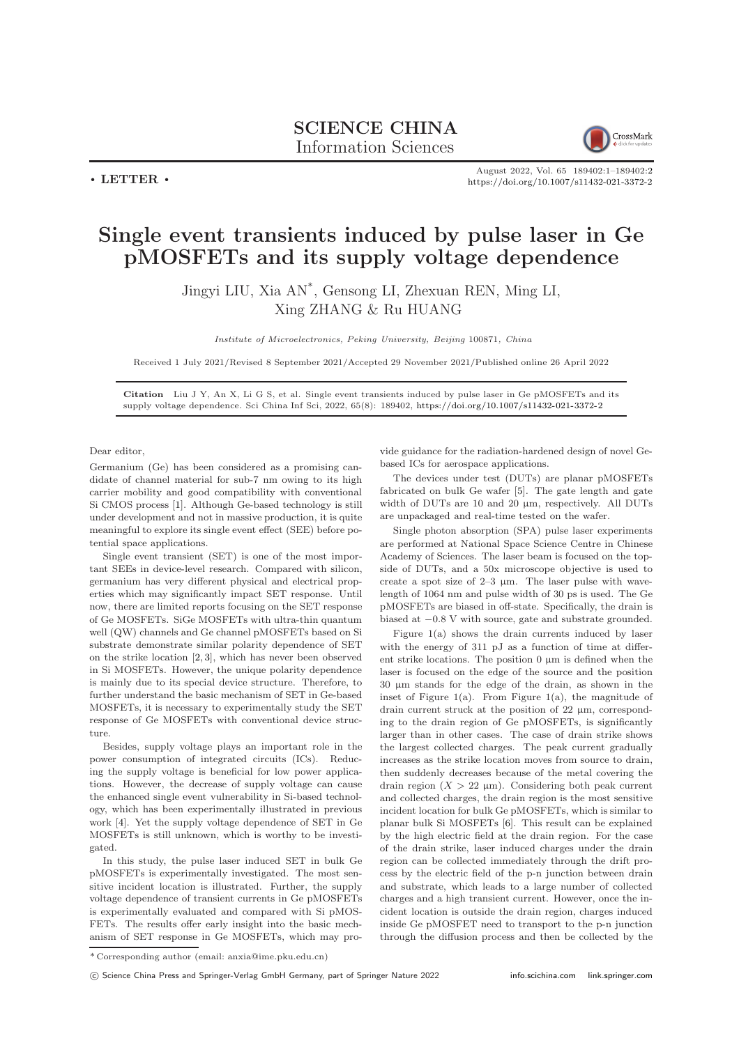SCIENCE CHINA
Information Sciences

• LETTER •

# Single event transients induced by pulse laser in Ge pMOSFETs and its supply voltage dependence

Jingyi LIU, Xia AN*, Gensong LI, Zhexuan REN, Ming LI, Xing ZHANG & Ru HUANG

*Institute of Microelectronics, Peking University, Beijing* 100871*, China*

Received 1 July 2021/Revised 8 September 2021/Accepted 29 November 2021/Published online 26 April 2022

**Citation** Liu J Y, An X, Li G S, et al. Single event transients induced by pulse laser in Ge pMOSFETs and its supply voltage dependence. Sci China Inf Sci, 2022, 65(8): 189402, https://doi.org/10.1007/s11432-021-3372-2

Dear editor,

Germanium (Ge) has been considered as a promising candidate of channel material for sub-7 nm owing to its high carrier mobility and good compatibility with conventional Si CMOS process [1]. Although Ge-based technology is still under development and not in massive production, it is quite meaningful to explore its single event effect (SEE) before potential space applications.

Single event transient (SET) is one of the most important SEEs in device-level research. Compared with silicon, germanium has very different physical and electrical properties which may significantly impact SET response. Until now, there are limited reports focusing on the SET response of Ge MOSFETs. SiGe MOSFETs with ultra-thin quantum well (QW) channels and Ge channel pMOSFETs based on Si substrate demonstrate similar polarity dependence of SET on the strike location [2, 3], which has never been observed in Si MOSFETs. However, the unique polarity dependence is mainly due to its special device structure. Therefore, to further understand the basic mechanism of SET in Ge-based MOSFETs, it is necessary to experimentally study the SET response of Ge MOSFETs with conventional device structure.

Besides, supply voltage plays an important role in the power consumption of integrated circuits (ICs). Reducing the supply voltage is beneficial for low power applications. However, the decrease of supply voltage can cause the enhanced single event vulnerability in Si-based technology, which has been experimentally illustrated in previous work [4]. Yet the supply voltage dependence of SET in Ge MOSFETs is still unknown, which is worthy to be investigated.

In this study, the pulse laser induced SET in bulk Ge pMOSFETs is experimentally investigated. The most sensitive incident location is illustrated. Further, the supply voltage dependence of transient currents in Ge pMOSFETs is experimentally evaluated and compared with Si pMOSFETs. The results offer early insight into the basic mechanism of SET response in Ge MOSFETs, which may provide guidance for the radiation-hardened design of novel Ge-based ICs for aerospace applications.

The devices under test (DUTs) are planar pMOSFETs fabricated on bulk Ge wafer [5]. The gate length and gate width of DUTs are 10 and 20 µm, respectively. All DUTs are unpackaged and real-time tested on the wafer.

Single photon absorption (SPA) pulse laser experiments are performed at National Space Science Centre in Chinese Academy of Sciences. The laser beam is focused on the topside of DUTs, and a 50x microscope objective is used to create a spot size of 2–3 µm. The laser pulse with wavelength of 1064 nm and pulse width of 30 ps is used. The Ge pMOSFETs are biased in off-state. Specifically, the drain is biased at −0.8 V with source, gate and substrate grounded.

Figure 1(a) shows the drain currents induced by laser with the energy of 311 pJ as a function of time at different strike locations. The position 0 µm is defined when the laser is focused on the edge of the source and the position 30 µm stands for the edge of the drain, as shown in the inset of Figure 1(a). From Figure 1(a), the magnitude of drain current struck at the position of 22 µm, corresponding to the drain region of Ge pMOSFETs, is significantly larger than in other cases. The case of drain strike shows the largest collected charges. The peak current gradually increases as the strike location moves from source to drain, then suddenly decreases because of the metal covering the drain region ($X > 22$ µm). Considering both peak current and collected charges, the drain region is the most sensitive incident location for bulk Ge pMOSFETs, which is similar to planar bulk Si MOSFETs [6]. This result can be explained by the high electric field at the drain region. For the case of the drain strike, laser induced charges under the drain region can be collected immediately through the drift process by the electric field of the p-n junction between drain and substrate, which leads to a large number of collected charges and a high transient current. However, once the incident location is outside the drain region, charges induced inside Ge pMOSFET need to transport to the p-n junction through the diffusion process and then be collected by the

\* Corresponding author (email: anxia@ime.pku.edu.cn)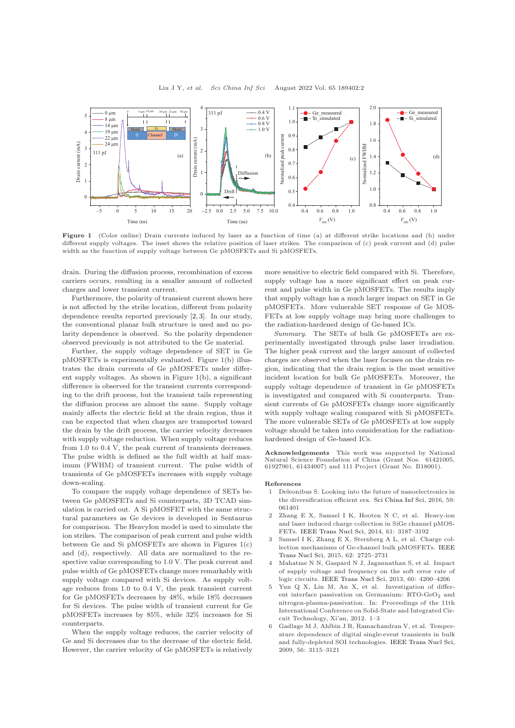(a)

Drain current (mA)

Time (ns)

0 μm
8 μm
14 μm
19 μm
22 μm
24 μm

311 pJ

0 8 μm 10 μm 20 μm 22 μm 30 μm

Metal G Metal
S Channel D

(b)

311 pJ

0.4 V
0.6 V
0.8 V
1.0 V

Diffusion

Drift

Drain current (mA)

Time (ns)

(c)

Ge_measured
Si_simulated

Normalized peak current

$V_{DD}$ (V)

(d)

Ge_measured
Si_simulated

Normalized FWHM

$V_{DD}$ (V)

**Figure 1** (Color online) Drain currents induced by laser as a function of time (a) at different strike locations and (b) under different supply voltages. The inset shows the relative position of laser strikes. The comparison of (c) peak current and (d) pulse width as the function of supply voltage between Ge pMOSFETs and Si pMOSFETs.

drain. During the diffusion process, recombination of excess carriers occurs, resulting in a smaller amount of collected charges and lower transient current.

Furthermore, the polarity of transient current shown here is not affected by the strike location, different from polarity dependence results reported previously [2,3]. In our study, the conventional planar bulk structure is used and no polarity dependence is observed. So the polarity dependence observed previously is not attributed to the Ge material.

Further, the supply voltage dependence of SET in Ge pMOSFETs is experimentally evaluated. Figure 1(b) illustrates the drain currents of Ge pMOSFETs under different supply voltages. As shown in Figure 1(b), a significant difference is observed for the transient currents corresponding to the drift process, but the transient tails representing the diffusion process are almost the same. Supply voltage mainly affects the electric field at the drain region, thus it can be expected that when charges are transported toward the drain by the drift process, the carrier velocity decreases with supply voltage reduction. When supply voltage reduces from 1.0 to 0.4 V, the peak current of transients decreases. The pulse width is defined as the full width at half maximum (FWHM) of transient current. The pulse width of transients of Ge pMOSFETs increases with supply voltage down-scaling.

To compare the supply voltage dependence of SETs between Ge pMOSFETs and Si counterparts, 3D TCAD simulation is carried out. A Si pMOSFET with the same structural parameters as Ge devices is developed in Sentaurus for comparison. The HeavyIon model is used to simulate the ion strikes. The comparison of peak current and pulse width between Ge and Si pMOSFETs are shown in Figures 1(c) and (d), respectively. All data are normalized to the respective value corresponding to 1.0 V. The peak current and pulse width of Ge pMOSFETs change more remarkably with supply voltage compared with Si devices. As supply voltage reduces from 1.0 to 0.4 V, the peak transient current for Ge pMOSFETs decreases by 48%, while 18% decreases for Si devices. The pulse width of transient current for Ge pMOSFETs increases by 85%, while 32% increases for Si counterparts.

When the supply voltage reduces, the carrier velocity of Ge and Si decreases due to the decrease of the electric field. However, the carrier velocity of Ge pMOSFETs is relatively more sensitive to electric field compared with Si. Therefore, supply voltage has a more significant effect on peak current and pulse width in Ge pMOSFETs. The results imply that supply voltage has a much larger impact on SET in Ge pMOSFETs. More vulnerable SET response of Ge MOSFETs at low supply voltage may bring more challenges to the radiation-hardened design of Ge-based ICs.

*Summary.* The SETs of bulk Ge pMOSFETs are experimentally investigated through pulse laser irradiation. The higher peak current and the larger amount of collected charges are observed when the laser focuses on the drain region, indicating that the drain region is the most sensitive incident location for bulk Ge pMOSFETs. Moreover, the supply voltage dependence of transient in Ge pMOSFETs is investigated and compared with Si counterparts. Transient currents of Ge pMOSFETs change more significantly with supply voltage scaling compared with Si pMOSFETs. The more vulnerable SETs of Ge pMOSFETs at low supply voltage should be taken into consideration for the radiation-hardened design of Ge-based ICs.

**Acknowledgements** This work was supported by National Natural Science Foundation of China (Grant Nos. 61421005, 61927901, 61434007) and 111 Project (Grant No. B18001).

**References**

1. Deleonibus S. Looking into the future of nanoelectronics in the diversification efficient era. Sci China Inf Sci, 2016, 59: 061401
2. Zhang E X, Samsel I K, Hooten N C, et al. Heavy-ion and laser induced charge collection in SiGe channel pMOSFETs. IEEE Trans Nucl Sci, 2014, 61: 3187–3192
3. Samsel I K, Zhang E X, Sternberg A L, et al. Charge collection mechanisms of Ge-channel bulk pMOSFETs. IEEE Trans Nucl Sci, 2015, 62: 2725–2731
4. Mahatme N N, Gaspard N J, Jagannathan S, et al. Impact of supply voltage and frequency on the soft error rate of logic circuits. IEEE Trans Nucl Sci, 2013, 60: 4200–4206
5. Yun Q X, Lin M, An X, et al. Investigation of different interface passivation on Germanium: RTO-$GeO_2$ and nitrogen-plasma-passivation. In: Proceedings of the 11th International Conference on Solid-State and Integrated Circuit Technology, Xi'an, 2012. 1–3
6. Gadlage M J, Ahlbin J R, Ramachandran V, et al. Temperature dependence of digital single-event transients in bulk and fully-depleted SOI technologies. IEEE Trans Nucl Sci, 2009, 56: 3115–3121